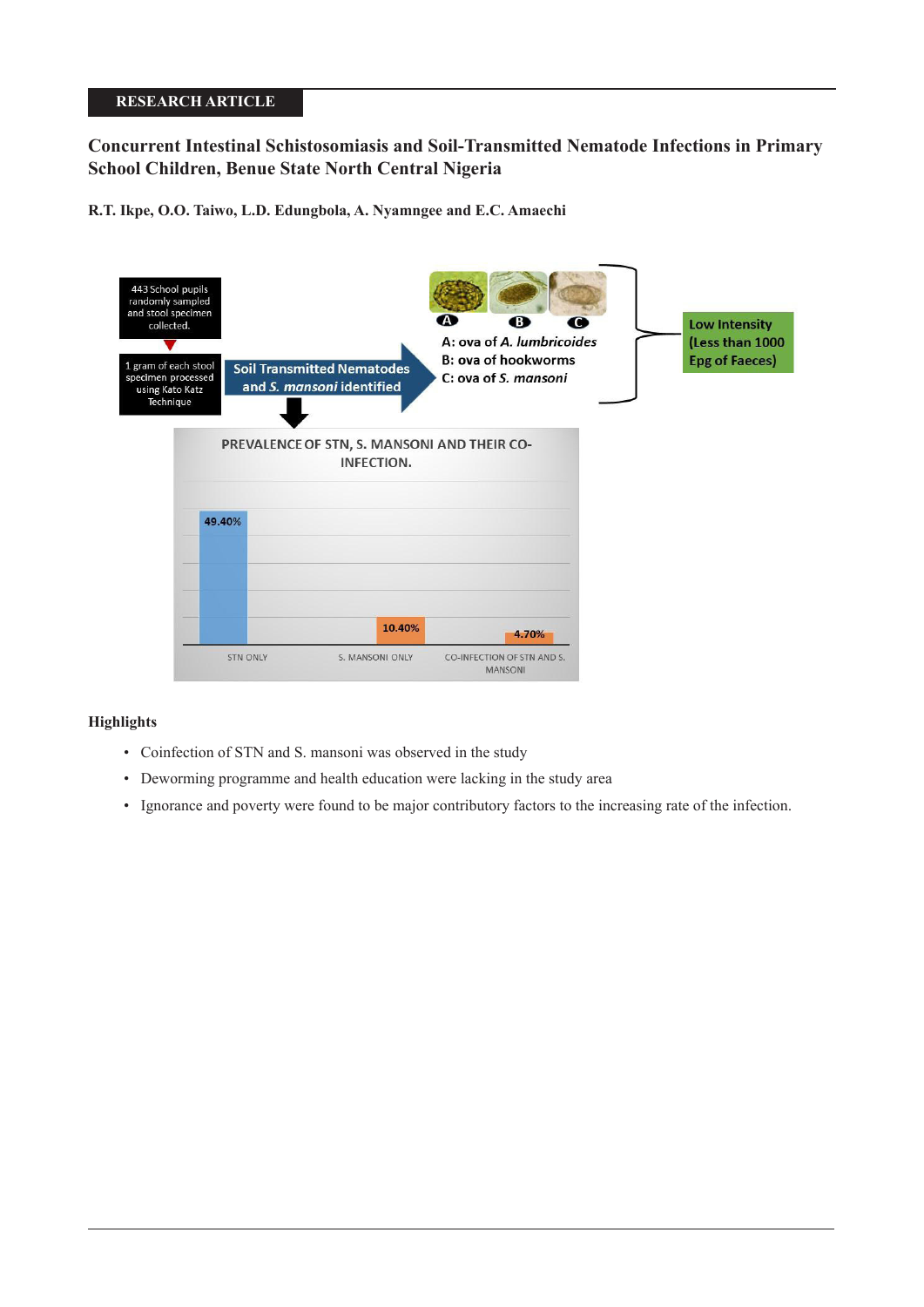RESEARCH ARTICLE

# Concurrent Intestinal Schistosomiasis and Soil-Transmitted Nematode Infections in Primary School Children, Benue State North Central Nigeria

**R.T. Ikpe, O.O. Taiwo, L.D. Edungbola, A. Nyamngee and E.C. Amaechi**

443 School pupils randomly sampled and stool specimen collected.

1 gram of each stool specimen processed using Kato Katz Technique

Soil Transmitted Nematodes and *S. mansoni* identified

A: ova of *A. lumbricoides*

B: ova of hookworms

C: ova of *S. mansoni*

Low Intensity (Less than 1000 Epg of Faeces)

PREVALENCE OF STN, S. MANSONI AND THEIR CO-INFECTION.

| STN ONLY | S. MANSONI ONLY | CO-INFECTION OF STN AND S. MANSONI |
|---|---|---|
| 49.40% | 10.40% | 4.70% |

## Highlights

- Coinfection of STN and S. mansoni was observed in the study
- Deworming programme and health education were lacking in the study area
- Ignorance and poverty were found to be major contributory factors to the increasing rate of the infection.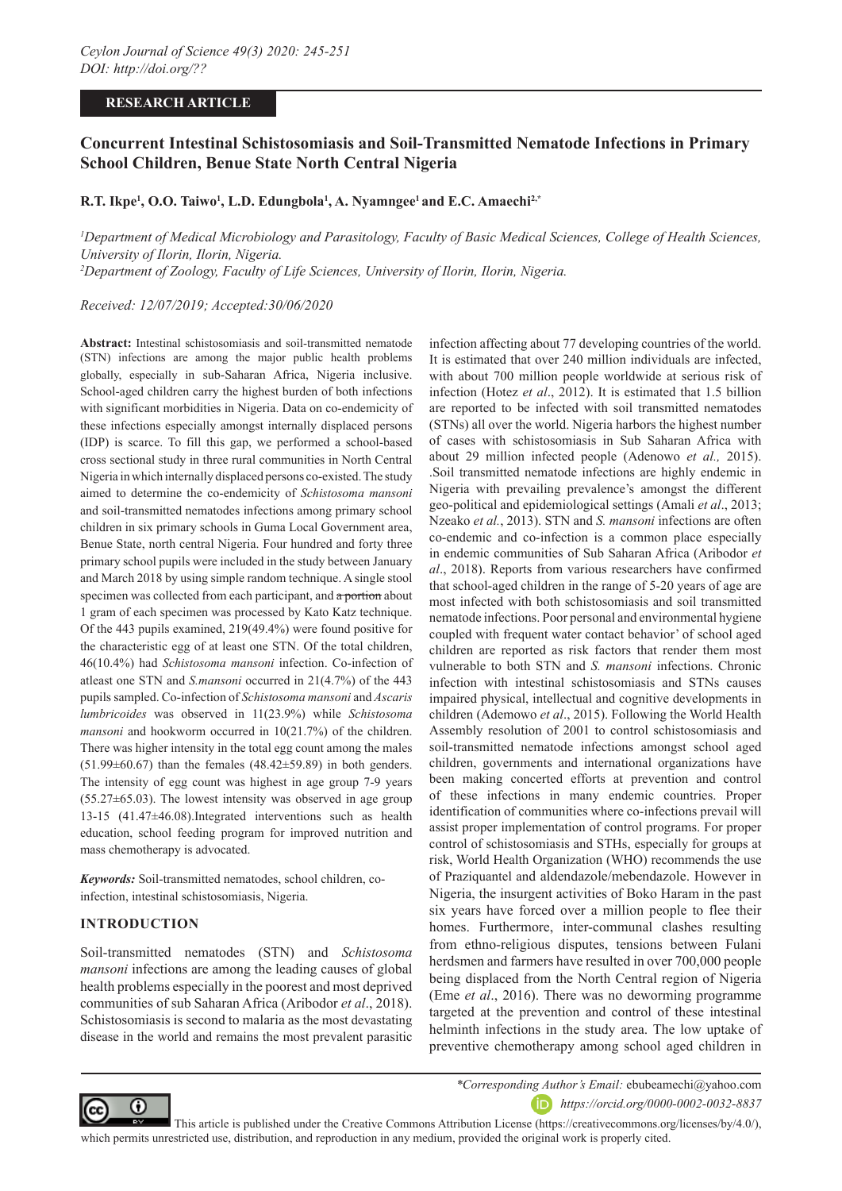# Concurrent Intestinal Schistosomiasis and Soil-Transmitted Nematode Infections in Primary School Children, Benue State North Central Nigeria

**R.T. Ikpe[1], O.O. Taiwo[1], L.D. Edungbola[1], A. Nyamngee[1] and E.C. Amaechi[2,*]**

[1]*Department of Medical Microbiology and Parasitology, Faculty of Basic Medical Sciences, College of Health Sciences, University of Ilorin, Ilorin, Nigeria.*
[2]*Department of Zoology, Faculty of Life Sciences, University of Ilorin, Ilorin, Nigeria.*

*Received: 12/07/2019; Accepted:30/06/2020*

**Abstract:** Intestinal schistosomiasis and soil-transmitted nematode (STN) infections are among the major public health problems globally, especially in sub-Saharan Africa, Nigeria inclusive. School-aged children carry the highest burden of both infections with significant morbidities in Nigeria. Data on co-endemicity of these infections especially amongst internally displaced persons (IDP) is scarce. To fill this gap, we performed a school-based cross sectional study in three rural communities in North Central Nigeria in which internally displaced persons co-existed. The study aimed to determine the co-endemicity of *Schistosoma mansoni* and soil-transmitted nematodes infections among primary school children in six primary schools in Guma Local Government area, Benue State, north central Nigeria. Four hundred and forty three primary school pupils were included in the study between January and March 2018 by using simple random technique. A single stool specimen was collected from each participant, and ~~a portion~~ about 1 gram of each specimen was processed by Kato Katz technique. Of the 443 pupils examined, 219(49.4%) were found positive for the characteristic egg of at least one STN. Of the total children, 46(10.4%) had *Schistosoma mansoni* infection. Co-infection of atleast one STN and *S.mansoni* occurred in 21(4.7%) of the 443 pupils sampled. Co-infection of *Schistosoma mansoni* and *Ascaris lumbricoides* was observed in 11(23.9%) while *Schistosoma mansoni* and hookworm occurred in 10(21.7%) of the children. There was higher intensity in the total egg count among the males (51.99±60.67) than the females (48.42±59.89) in both genders. The intensity of egg count was highest in age group 7-9 years (55.27±65.03). The lowest intensity was observed in age group 13-15 (41.47±46.08).Integrated interventions such as health education, school feeding program for improved nutrition and mass chemotherapy is advocated.

***Keywords:*** Soil-transmitted nematodes, school children, co-infection, intestinal schistosomiasis, Nigeria.

## INTRODUCTION

Soil-transmitted nematodes (STN) and *Schistosoma mansoni* infections are among the leading causes of global health problems especially in the poorest and most deprived communities of sub Saharan Africa (Aribodor *et al*., 2018). Schistosomiasis is second to malaria as the most devastating disease in the world and remains the most prevalent parasitic infection affecting about 77 developing countries of the world. It is estimated that over 240 million individuals are infected, with about 700 million people worldwide at serious risk of infection (Hotez *et al*., 2012). It is estimated that 1.5 billion are reported to be infected with soil transmitted nematodes (STNs) all over the world. Nigeria harbors the highest number of cases with schistosomiasis in Sub Saharan Africa with about 29 million infected people (Adenowo *et al.,* 2015). .Soil transmitted nematode infections are highly endemic in Nigeria with prevailing prevalence's amongst the different geo-political and epidemiological settings (Amali *et al*., 2013; Nzeako *et al.*, 2013). STN and *S. mansoni* infections are often co-endemic and co-infection is a common place especially in endemic communities of Sub Saharan Africa (Aribodor *et al*., 2018). Reports from various researchers have confirmed that school-aged children in the range of 5-20 years of age are most infected with both schistosomiasis and soil transmitted nematode infections. Poor personal and environmental hygiene coupled with frequent water contact behavior' of school aged children are reported as risk factors that render them most vulnerable to both STN and *S. mansoni* infections. Chronic infection with intestinal schistosomiasis and STNs causes impaired physical, intellectual and cognitive developments in children (Ademowo *et al*., 2015). Following the World Health Assembly resolution of 2001 to control schistosomiasis and soil-transmitted nematode infections amongst school aged children, governments and international organizations have been making concerted efforts at prevention and control of these infections in many endemic countries. Proper identification of communities where co-infections prevail will assist proper implementation of control programs. For proper control of schistosomiasis and STHs, especially for groups at risk, World Health Organization (WHO) recommends the use of Praziquantel and aldendazole/mebendazole. However in Nigeria, the insurgent activities of Boko Haram in the past six years have forced over a million people to flee their homes. Furthermore, inter-communal clashes resulting from ethno-religious disputes, tensions between Fulani herdsmen and farmers have resulted in over 700,000 people being displaced from the North Central region of Nigeria (Eme *et al*., 2016). There was no deworming programme targeted at the prevention and control of these intestinal helminth infections in the study area. The low uptake of preventive chemotherapy among school aged children in

*\*Corresponding Author's Email:* ebubeamechi@yahoo.com
*https://orcid.org/0000-0002-0032-8837*

This article is published under the Creative Commons Attribution License (https://creativecommons.org/licenses/by/4.0/), which permits unrestricted use, distribution, and reproduction in any medium, provided the original work is properly cited.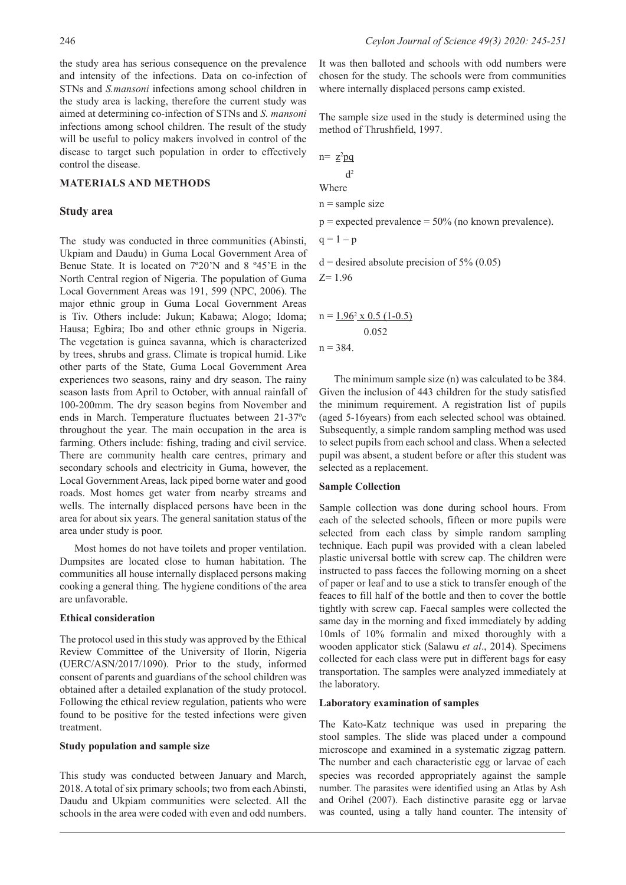the study area has serious consequence on the prevalence and intensity of the infections. Data on co-infection of STNs and *S.mansoni* infections among school children in the study area is lacking, therefore the current study was aimed at determining co-infection of STNs and *S. mansoni* infections among school children. The result of the study will be useful to policy makers involved in control of the disease to target such population in order to effectively control the disease.

## MATERIALS AND METHODS

### Study area

The study was conducted in three communities (Abinsti, Ukpiam and Daudu) in Guma Local Government Area of Benue State. It is located on 7º20'N and 8 º45'E in the North Central region of Nigeria. The population of Guma Local Government Areas was 191, 599 (NPC, 2006). The major ethnic group in Guma Local Government Areas is Tiv. Others include: Jukun; Kabawa; Alogo; Idoma; Hausa; Egbira; Ibo and other ethnic groups in Nigeria. The vegetation is guinea savanna, which is characterized by trees, shrubs and grass. Climate is tropical humid. Like other parts of the State, Guma Local Government Area experiences two seasons, rainy and dry season. The rainy season lasts from April to October, with annual rainfall of 100-200mm. The dry season begins from November and ends in March. Temperature fluctuates between 21-37ºc throughout the year. The main occupation in the area is farming. Others include: fishing, trading and civil service. There are community health care centres, primary and secondary schools and electricity in Guma, however, the Local Government Areas, lack piped borne water and good roads. Most homes get water from nearby streams and wells. The internally displaced persons have been in the area for about six years. The general sanitation status of the area under study is poor.

Most homes do not have toilets and proper ventilation. Dumpsites are located close to human habitation. The communities all house internally displaced persons making cooking a general thing. The hygiene conditions of the area are unfavorable.

#### Ethical consideration

The protocol used in this study was approved by the Ethical Review Committee of the University of Ilorin, Nigeria (UERC/ASN/2017/1090). Prior to the study, informed consent of parents and guardians of the school children was obtained after a detailed explanation of the study protocol. Following the ethical review regulation, patients who were found to be positive for the tested infections were given treatment.

#### Study population and sample size

This study was conducted between January and March, 2018. A total of six primary schools; two from each Abinsti, Daudu and Ukpiam communities were selected. All the schools in the area were coded with even and odd numbers. It was then balloted and schools with odd numbers were chosen for the study. The schools were from communities where internally displaced persons camp existed.

The sample size used in the study is determined using the method of Thrushfield, 1997.

$$n = \frac{z^2 pq}{d^2}$$

Where

n = sample size

p = expected prevalence = 50% (no known prevalence).

q = 1 – p

d = desired absolute precision of 5% (0.05)

Z= 1.96

$$n = \frac{1.96^2 \times 0.5\,(1-0.5)}{0.052}$$

n = 384.

The minimum sample size (n) was calculated to be 384. Given the inclusion of 443 children for the study satisfied the minimum requirement. A registration list of pupils (aged 5-16years) from each selected school was obtained. Subsequently, a simple random sampling method was used to select pupils from each school and class. When a selected pupil was absent, a student before or after this student was selected as a replacement.

#### Sample Collection

Sample collection was done during school hours. From each of the selected schools, fifteen or more pupils were selected from each class by simple random sampling technique. Each pupil was provided with a clean labeled plastic universal bottle with screw cap. The children were instructed to pass faeces the following morning on a sheet of paper or leaf and to use a stick to transfer enough of the feaces to fill half of the bottle and then to cover the bottle tightly with screw cap. Faecal samples were collected the same day in the morning and fixed immediately by adding 10mls of 10% formalin and mixed thoroughly with a wooden applicator stick (Salawu *et al*., 2014). Specimens collected for each class were put in different bags for easy transportation. The samples were analyzed immediately at the laboratory.

#### Laboratory examination of samples

The Kato-Katz technique was used in preparing the stool samples. The slide was placed under a compound microscope and examined in a systematic zigzag pattern. The number and each characteristic egg or larvae of each species was recorded appropriately against the sample number. The parasites were identified using an Atlas by Ash and Orihel (2007). Each distinctive parasite egg or larvae was counted, using a tally hand counter. The intensity of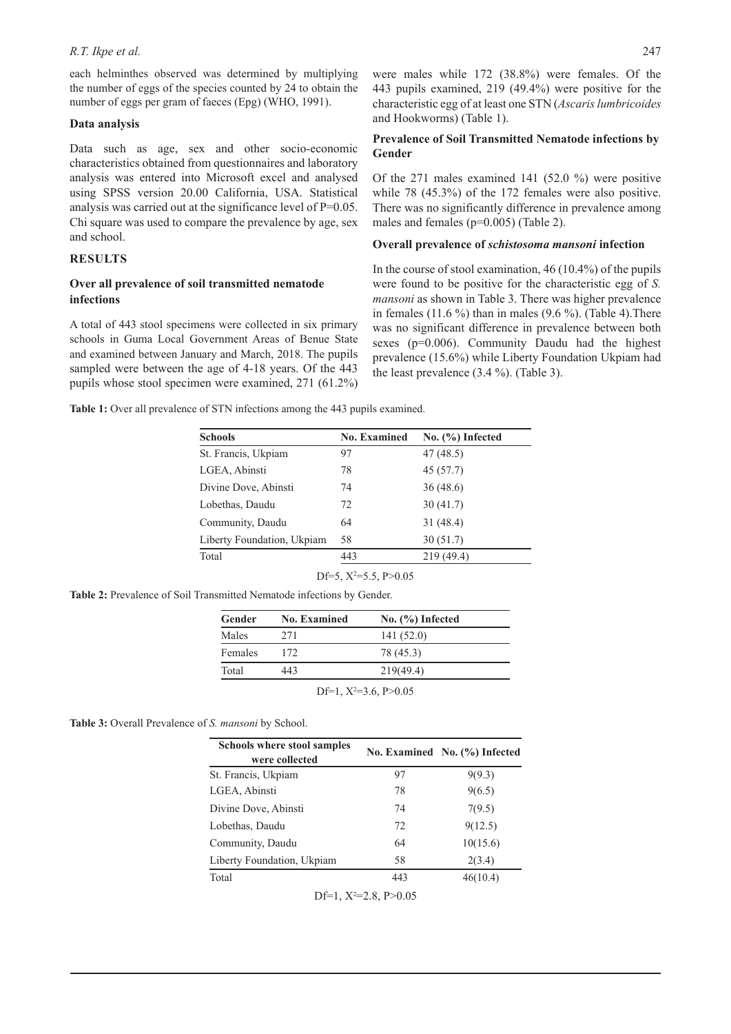each helminthes observed was determined by multiplying the number of eggs of the species counted by 24 to obtain the number of eggs per gram of faeces (Epg) (WHO, 1991).

### Data analysis

Data such as age, sex and other socio-economic characteristics obtained from questionnaires and laboratory analysis was entered into Microsoft excel and analysed using SPSS version 20.00 California, USA. Statistical analysis was carried out at the significance level of P=0.05. Chi square was used to compare the prevalence by age, sex and school.

## RESULTS

### Over all prevalence of soil transmitted nematode infections

A total of 443 stool specimens were collected in six primary schools in Guma Local Government Areas of Benue State and examined between January and March, 2018. The pupils sampled were between the age of 4-18 years. Of the 443 pupils whose stool specimen were examined, 271 (61.2%) were males while 172 (38.8%) were females. Of the 443 pupils examined, 219 (49.4%) were positive for the characteristic egg of at least one STN (*Ascaris lumbricoides* and Hookworms) (Table 1).

### Prevalence of Soil Transmitted Nematode infections by Gender

Of the 271 males examined 141 (52.0 %) were positive while 78 (45.3%) of the 172 females were also positive. There was no significantly difference in prevalence among males and females (p=0.005) (Table 2).

### Overall prevalence of *schistosoma mansoni* infection

In the course of stool examination, 46 (10.4%) of the pupils were found to be positive for the characteristic egg of *S. mansoni* as shown in Table 3. There was higher prevalence in females (11.6 %) than in males (9.6 %). (Table 4).There was no significant difference in prevalence between both sexes (p=0.006). Community Daudu had the highest prevalence (15.6%) while Liberty Foundation Ukpiam had the least prevalence (3.4 %). (Table 3).

**Table 1:** Over all prevalence of STN infections among the 443 pupils examined.

| Schools | No. Examined | No. (%) Infected |
|---|---|---|
| St. Francis, Ukpiam | 97 | 47 (48.5) |
| LGEA, Abinsti | 78 | 45 (57.7) |
| Divine Dove, Abinsti | 74 | 36 (48.6) |
| Lobethas, Daudu | 72 | 30 (41.7) |
| Community, Daudu | 64 | 31 (48.4) |
| Liberty Foundation, Ukpiam | 58 | 30 (51.7) |
| Total | 443 | 219 (49.4) |

Df=5, $X^2$=5.5, P>0.05

**Table 2:** Prevalence of Soil Transmitted Nematode infections by Gender.

| Gender | No. Examined | No. (%) Infected |
|---|---|---|
| Males | 271 | 141 (52.0) |
| Females | 172 | 78 (45.3) |
| Total | 443 | 219(49.4) |

Df=1, $X^2$=3.6, P>0.05

**Table 3:** Overall Prevalence of *S. mansoni* by School.

| Schools where stool samples were collected | No. Examined | No. (%) Infected |
|---|---|---|
| St. Francis, Ukpiam | 97 | 9(9.3) |
| LGEA, Abinsti | 78 | 9(6.5) |
| Divine Dove, Abinsti | 74 | 7(9.5) |
| Lobethas, Daudu | 72 | 9(12.5) |
| Community, Daudu | 64 | 10(15.6) |
| Liberty Foundation, Ukpiam | 58 | 2(3.4) |
| Total | 443 | 46(10.4) |

Df=1, $X^2$=2.8, P>0.05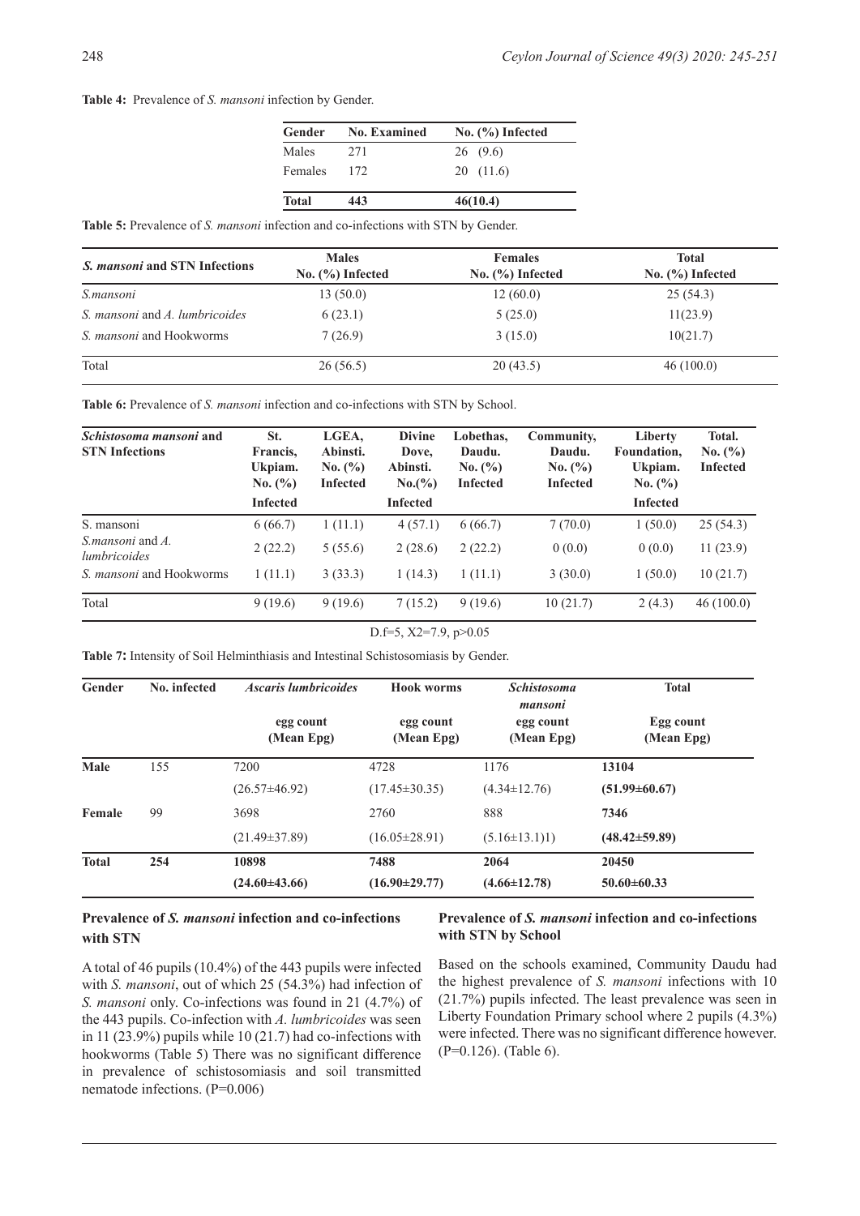**Table 4:** Prevalence of *S. mansoni* infection by Gender.

| Gender | No. Examined | No. (%) Infected |
|---|---|---|
| Males | 271 | 26 (9.6) |
| Females | 172 | 20 (11.6) |
| **Total** | **443** | **46(10.4)** |

**Table 5:** Prevalence of *S. mansoni* infection and co-infections with STN by Gender.

| *S. mansoni* and STN Infections | Males No. (%) Infected | Females No. (%) Infected | Total No. (%) Infected |
|---|---|---|---|
| *S.mansoni* | 13 (50.0) | 12 (60.0) | 25 (54.3) |
| *S. mansoni* and *A. lumbricoides* | 6 (23.1) | 5 (25.0) | 11(23.9) |
| *S. mansoni* and Hookworms | 7 (26.9) | 3 (15.0) | 10(21.7) |
| Total | 26 (56.5) | 20 (43.5) | 46 (100.0) |

**Table 6:** Prevalence of *S. mansoni* infection and co-infections with STN by School.

| *Schistosoma mansoni* and STN Infections | St. Francis, Ukpiam. No. (%) Infected | LGEA, Abinsti. No. (%) Infected | Divine Dove, Abinsti. No.(%) Infected | Lobethas, Daudu. No. (%) Infected | Community, Daudu. No. (%) Infected | Liberty Foundation, Ukpiam. No. (%) Infected | Total. No. (%) Infected |
|---|---|---|---|---|---|---|---|
| S. mansoni | 6 (66.7) | 1 (11.1) | 4 (57.1) | 6 (66.7) | 7 (70.0) | 1 (50.0) | 25 (54.3) |
| *S.mansoni* and *A. lumbricoides* | 2 (22.2) | 5 (55.6) | 2 (28.6) | 2 (22.2) | 0 (0.0) | 0 (0.0) | 11 (23.9) |
| *S. mansoni* and Hookworms | 1 (11.1) | 3 (33.3) | 1 (14.3) | 1 (11.1) | 3 (30.0) | 1 (50.0) | 10 (21.7) |
| Total | 9 (19.6) | 9 (19.6) | 7 (15.2) | 9 (19.6) | 10 (21.7) | 2 (4.3) | 46 (100.0) |

D.f=5, X2=7.9, $p>0.05$

**Table 7:** Intensity of Soil Helminthiasis and Intestinal Schistosomiasis by Gender.

| Gender | No. infected | *Ascaris lumbricoides* egg count (Mean Epg) | Hook worms egg count (Mean Epg) | *Schistosoma mansoni* egg count (Mean Epg) | Total Egg count (Mean Epg) |
|---|---|---|---|---|---|
| **Male** | 155 | 7200 | 4728 | 1176 | **13104** |
| | | (26.57±46.92) | (17.45±30.35) | (4.34±12.76) | **(51.99±60.67)** |
| **Female** | 99 | 3698 | 2760 | 888 | **7346** |
| | | (21.49±37.89) | (16.05±28.91) | (5.16±13.1)1) | **(48.42±59.89)** |
| **Total** | **254** | **10898** | **7488** | **2064** | **20450** |
| | | **(24.60±43.66)** | **(16.90±29.77)** | **(4.66±12.78)** | **50.60±60.33** |

### Prevalence of *S. mansoni* infection and co-infections with STN

A total of 46 pupils (10.4%) of the 443 pupils were infected with *S. mansoni*, out of which 25 (54.3%) had infection of *S. mansoni* only. Co-infections was found in 21 (4.7%) of the 443 pupils. Co-infection with *A. lumbricoides* was seen in 11 (23.9%) pupils while 10 (21.7) had co-infections with hookworms (Table 5) There was no significant difference in prevalence of schistosomiasis and soil transmitted nematode infections. (P=0.006)

### Prevalence of *S. mansoni* infection and co-infections with STN by School

Based on the schools examined, Community Daudu had the highest prevalence of *S. mansoni* infections with 10 (21.7%) pupils infected. The least prevalence was seen in Liberty Foundation Primary school where 2 pupils (4.3%) were infected. There was no significant difference however. (P=0.126). (Table 6).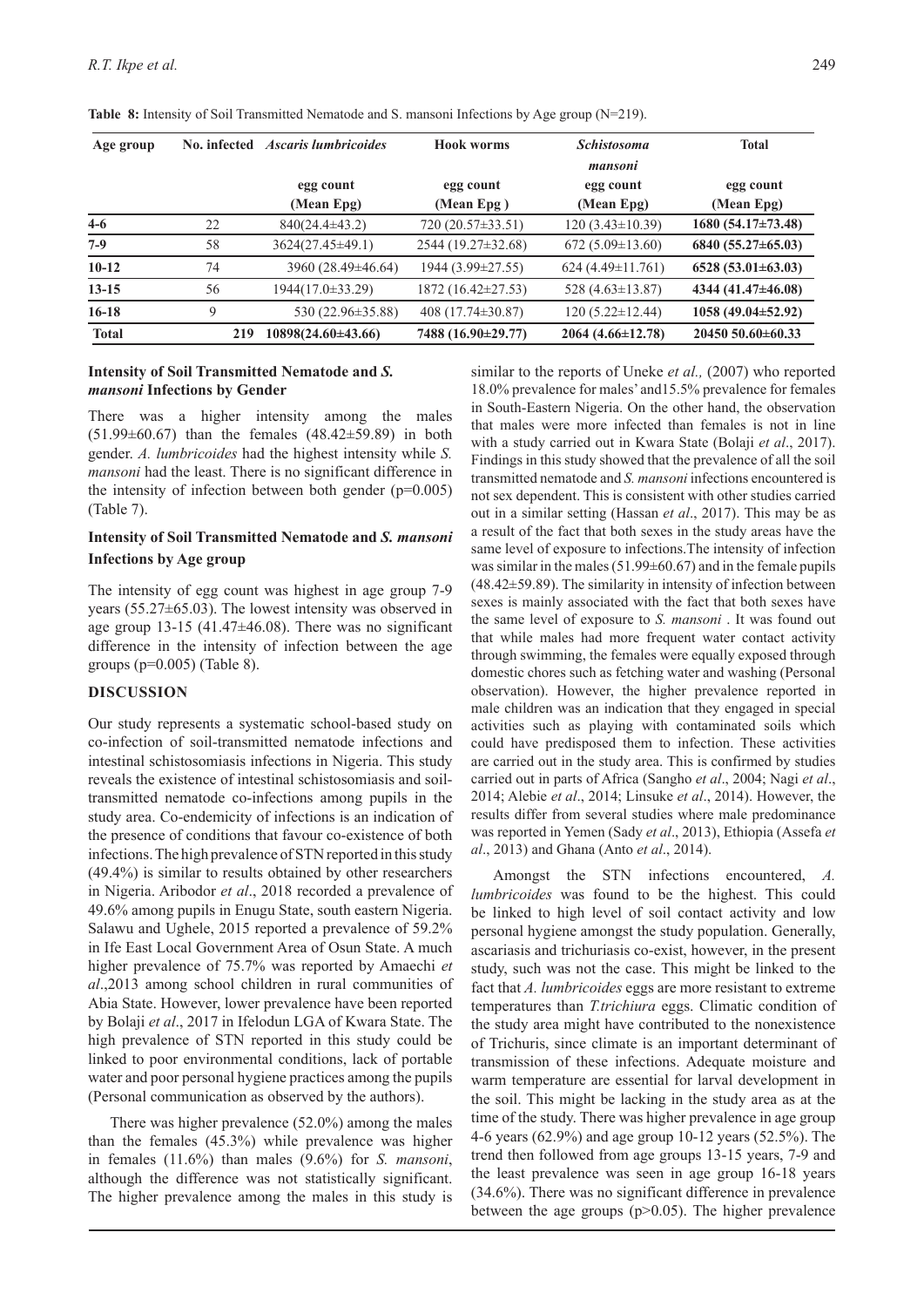**Table 8:** Intensity of Soil Transmitted Nematode and S. mansoni Infections by Age group (N=219).

| Age group | No. infected | *Ascaris lumbricoides* | Hook worms | *Schistosoma mansoni* | Total |
|---|---|---|---|---|---|
| | | egg count (Mean Epg) | egg count (Mean Epg ) | egg count (Mean Epg) | egg count (Mean Epg) |
| **4-6** | 22 | 840(24.4±43.2) | 720 (20.57±33.51) | 120 (3.43±10.39) | **1680 (54.17±73.48)** |
| **7-9** | 58 | 3624(27.45±49.1) | 2544 (19.27±32.68) | 672 (5.09±13.60) | **6840 (55.27±65.03)** |
| **10-12** | 74 | 3960 (28.49±46.64) | 1944 (3.99±27.55) | 624 (4.49±11.761) | **6528 (53.01±63.03)** |
| **13-15** | 56 | 1944(17.0±33.29) | 1872 (16.42±27.53) | 528 (4.63±13.87) | **4344 (41.47±46.08)** |
| **16-18** | 9 | 530 (22.96±35.88) | 408 (17.74±30.87) | 120 (5.22±12.44) | **1058 (49.04±52.92)** |
| **Total** | **219** | **10898(24.60±43.66)** | **7488 (16.90±29.77)** | **2064 (4.66±12.78)** | **20450 50.60±60.33** |

### Intensity of Soil Transmitted Nematode and *S. mansoni* Infections by Gender

There was a higher intensity among the males (51.99±60.67) than the females (48.42±59.89) in both gender. *A. lumbricoides* had the highest intensity while *S. mansoni* had the least. There is no significant difference in the intensity of infection between both gender (p=0.005) (Table 7).

### Intensity of Soil Transmitted Nematode and *S. mansoni* Infections by Age group

The intensity of egg count was highest in age group 7-9 years (55.27±65.03). The lowest intensity was observed in age group 13-15 (41.47±46.08). There was no significant difference in the intensity of infection between the age groups (p=0.005) (Table 8).

## DISCUSSION

Our study represents a systematic school-based study on co-infection of soil-transmitted nematode infections and intestinal schistosomiasis infections in Nigeria. This study reveals the existence of intestinal schistosomiasis and soil-transmitted nematode co-infections among pupils in the study area. Co-endemicity of infections is an indication of the presence of conditions that favour co-existence of both infections. The high prevalence of STN reported in this study (49.4%) is similar to results obtained by other researchers in Nigeria. Aribodor *et al*., 2018 recorded a prevalence of 49.6% among pupils in Enugu State, south eastern Nigeria. Salawu and Ughele, 2015 reported a prevalence of 59.2% in Ife East Local Government Area of Osun State. A much higher prevalence of 75.7% was reported by Amaechi *et al*.,2013 among school children in rural communities of Abia State. However, lower prevalence have been reported by Bolaji *et al*., 2017 in Ifelodun LGA of Kwara State. The high prevalence of STN reported in this study could be linked to poor environmental conditions, lack of portable water and poor personal hygiene practices among the pupils (Personal communication as observed by the authors).

There was higher prevalence (52.0%) among the males than the females (45.3%) while prevalence was higher in females (11.6%) than males (9.6%) for *S. mansoni*, although the difference was not statistically significant. The higher prevalence among the males in this study is similar to the reports of Uneke *et al.,* (2007) who reported 18.0% prevalence for males' and15.5% prevalence for females in South-Eastern Nigeria. On the other hand, the observation that males were more infected than females is not in line with a study carried out in Kwara State (Bolaji *et al*., 2017). Findings in this study showed that the prevalence of all the soil transmitted nematode and *S. mansoni* infections encountered is not sex dependent. This is consistent with other studies carried out in a similar setting (Hassan *et al*., 2017). This may be as a result of the fact that both sexes in the study areas have the same level of exposure to infections.The intensity of infection was similar in the males (51.99±60.67) and in the female pupils (48.42±59.89). The similarity in intensity of infection between sexes is mainly associated with the fact that both sexes have the same level of exposure to *S. mansoni* . It was found out that while males had more frequent water contact activity through swimming, the females were equally exposed through domestic chores such as fetching water and washing (Personal observation). However, the higher prevalence reported in male children was an indication that they engaged in special activities such as playing with contaminated soils which could have predisposed them to infection. These activities are carried out in the study area. This is confirmed by studies carried out in parts of Africa (Sangho *et al*., 2004; Nagi *et al*., 2014; Alebie *et al*., 2014; Linsuke *et al*., 2014). However, the results differ from several studies where male predominance was reported in Yemen (Sady *et al*., 2013), Ethiopia (Assefa *et al*., 2013) and Ghana (Anto *et al*., 2014).

Amongst the STN infections encountered, *A. lumbricoides* was found to be the highest. This could be linked to high level of soil contact activity and low personal hygiene amongst the study population. Generally, ascariasis and trichuriasis co-exist, however, in the present study, such was not the case. This might be linked to the fact that *A. lumbricoides* eggs are more resistant to extreme temperatures than *T.trichiura* eggs. Climatic condition of the study area might have contributed to the nonexistence of Trichuris, since climate is an important determinant of transmission of these infections. Adequate moisture and warm temperature are essential for larval development in the soil. This might be lacking in the study area as at the time of the study. There was higher prevalence in age group 4-6 years (62.9%) and age group 10-12 years (52.5%). The trend then followed from age groups 13-15 years, 7-9 and the least prevalence was seen in age group 16-18 years (34.6%). There was no significant difference in prevalence between the age groups (p>0.05). The higher prevalence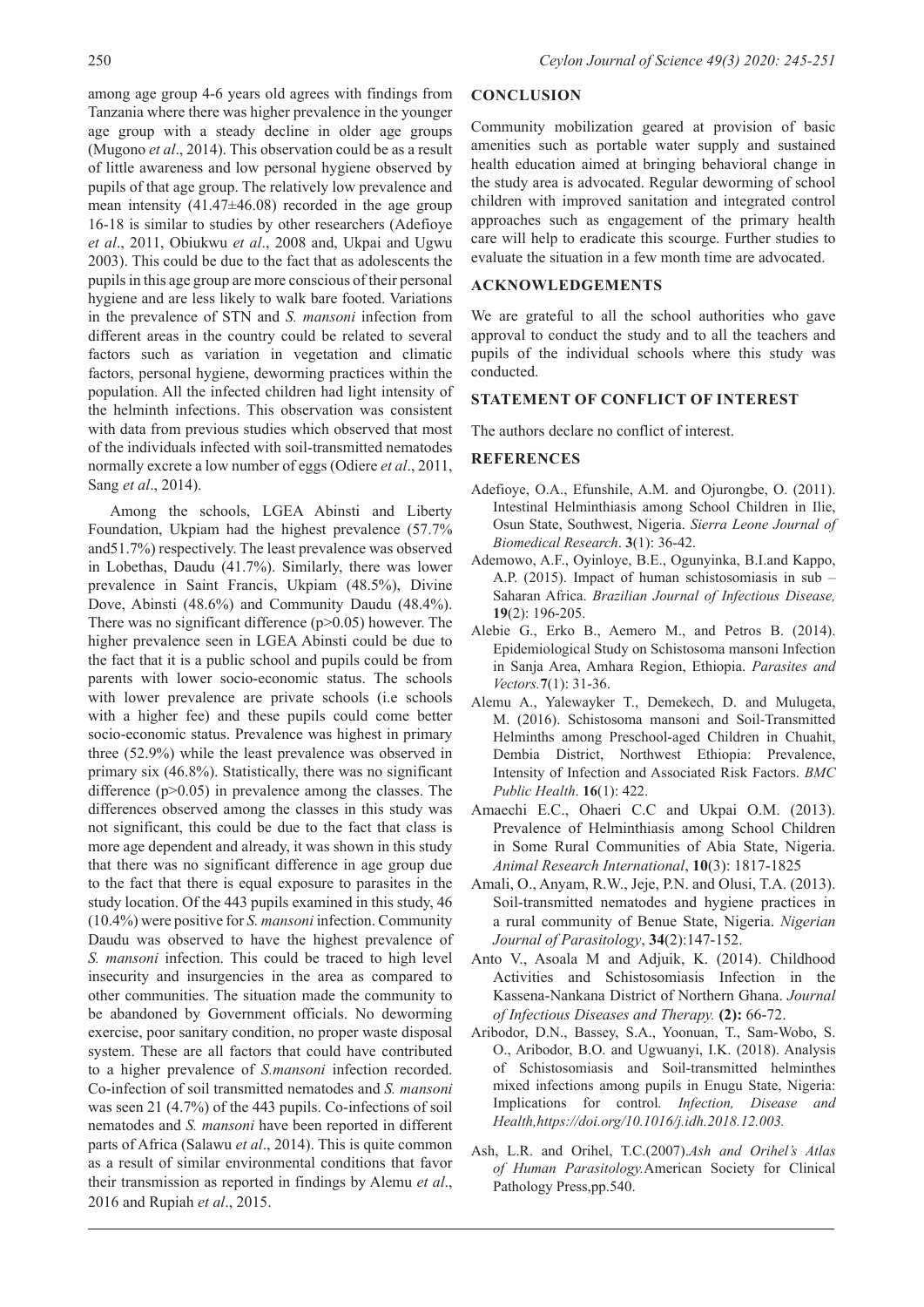among age group 4-6 years old agrees with findings from Tanzania where there was higher prevalence in the younger age group with a steady decline in older age groups (Mugono *et al*., 2014). This observation could be as a result of little awareness and low personal hygiene observed by pupils of that age group. The relatively low prevalence and mean intensity (41.47±46.08) recorded in the age group 16-18 is similar to studies by other researchers (Adefioye *et al*., 2011, Obiukwu *et al*., 2008 and, Ukpai and Ugwu 2003). This could be due to the fact that as adolescents the pupils in this age group are more conscious of their personal hygiene and are less likely to walk bare footed. Variations in the prevalence of STN and *S. mansoni* infection from different areas in the country could be related to several factors such as variation in vegetation and climatic factors, personal hygiene, deworming practices within the population. All the infected children had light intensity of the helminth infections. This observation was consistent with data from previous studies which observed that most of the individuals infected with soil-transmitted nematodes normally excrete a low number of eggs (Odiere *et al*., 2011, Sang *et al*., 2014).

Among the schools, LGEA Abinsti and Liberty Foundation, Ukpiam had the highest prevalence (57.7% and51.7%) respectively. The least prevalence was observed in Lobethas, Daudu (41.7%). Similarly, there was lower prevalence in Saint Francis, Ukpiam (48.5%), Divine Dove, Abinsti (48.6%) and Community Daudu (48.4%). There was no significant difference ($p>0.05$) however. The higher prevalence seen in LGEA Abinsti could be due to the fact that it is a public school and pupils could be from parents with lower socio-economic status. The schools with lower prevalence are private schools (i.e schools with a higher fee) and these pupils could come better socio-economic status. Prevalence was highest in primary three (52.9%) while the least prevalence was observed in primary six (46.8%). Statistically, there was no significant difference ($p>0.05$) in prevalence among the classes. The differences observed among the classes in this study was not significant, this could be due to the fact that class is more age dependent and already, it was shown in this study that there was no significant difference in age group due to the fact that there is equal exposure to parasites in the study location. Of the 443 pupils examined in this study, 46 (10.4%) were positive for *S. mansoni* infection. Community Daudu was observed to have the highest prevalence of *S. mansoni* infection. This could be traced to high level insecurity and insurgencies in the area as compared to other communities. The situation made the community to be abandoned by Government officials. No deworming exercise, poor sanitary condition, no proper waste disposal system. These are all factors that could have contributed to a higher prevalence of *S.mansoni* infection recorded. Co-infection of soil transmitted nematodes and *S. mansoni* was seen 21 (4.7%) of the 443 pupils. Co-infections of soil nematodes and *S. mansoni* have been reported in different parts of Africa (Salawu *et al*., 2014). This is quite common as a result of similar environmental conditions that favor their transmission as reported in findings by Alemu *et al*., 2016 and Rupiah *et al*., 2015.

## CONCLUSION

Community mobilization geared at provision of basic amenities such as portable water supply and sustained health education aimed at bringing behavioral change in the study area is advocated. Regular deworming of school children with improved sanitation and integrated control approaches such as engagement of the primary health care will help to eradicate this scourge. Further studies to evaluate the situation in a few month time are advocated.

## ACKNOWLEDGEMENTS

We are grateful to all the school authorities who gave approval to conduct the study and to all the teachers and pupils of the individual schools where this study was conducted.

## STATEMENT OF CONFLICT OF INTEREST

The authors declare no conflict of interest.

## REFERENCES

Adefioye, O.A., Efunshile, A.M. and Ojurongbe, O. (2011). Intestinal Helminthiasis among School Children in Ilie, Osun State, Southwest, Nigeria. *Sierra Leone Journal of Biomedical Research*. **3**(1): 36-42.

Ademowo, A.F., Oyinloye, B.E., Ogunyinka, B.I.and Kappo, A.P. (2015). Impact of human schistosomiasis in sub – Saharan Africa. *Brazilian Journal of Infectious Disease,* **19**(2): 196-205.

Alebie G., Erko B., Aemero M., and Petros B. (2014). Epidemiological Study on Schistosoma mansoni Infection in Sanja Area, Amhara Region, Ethiopia. *Parasites and Vectors*.**7**(1): 31-36.

Alemu A., Yalewayker T., Demekech, D. and Mulugeta, M. (2016). Schistosoma mansoni and Soil-Transmitted Helminths among Preschool-aged Children in Chuahit, Dembia District, Northwest Ethiopia: Prevalence, Intensity of Infection and Associated Risk Factors. *BMC Public Health*. **16**(1): 422.

Amaechi E.C., Ohaeri C.C and Ukpai O.M. (2013). Prevalence of Helminthiasis among School Children in Some Rural Communities of Abia State, Nigeria. *Animal Research International*, **10**(3): 1817-1825

Amali, O., Anyam, R.W., Jeje, P.N. and Olusi, T.A. (2013). Soil-transmitted nematodes and hygiene practices in a rural community of Benue State, Nigeria. *Nigerian Journal of Parasitology*, **34**(2):147-152.

Anto V., Asoala M and Adjuik, K. (2014). Childhood Activities and Schistosomiasis Infection in the Kassena-Nankana District of Northern Ghana. *Journal of Infectious Diseases and Therapy.* **(2):** 66-72.

Aribodor, D.N., Bassey, S.A., Yoonuan, T., Sam-Wobo, S. O., Aribodor, B.O. and Ugwuanyi, I.K. (2018). Analysis of Schistosomiasis and Soil-transmitted helminthes mixed infections among pupils in Enugu State, Nigeria: Implications for control. *Infection, Disease and Health,https://doi.org/10.1016/j.idh.2018.12.003.*

Ash, L.R. and Orihel, T.C.(2007).*Ash and Orihel's Atlas of Human Parasitology.*American Society for Clinical Pathology Press,pp.540.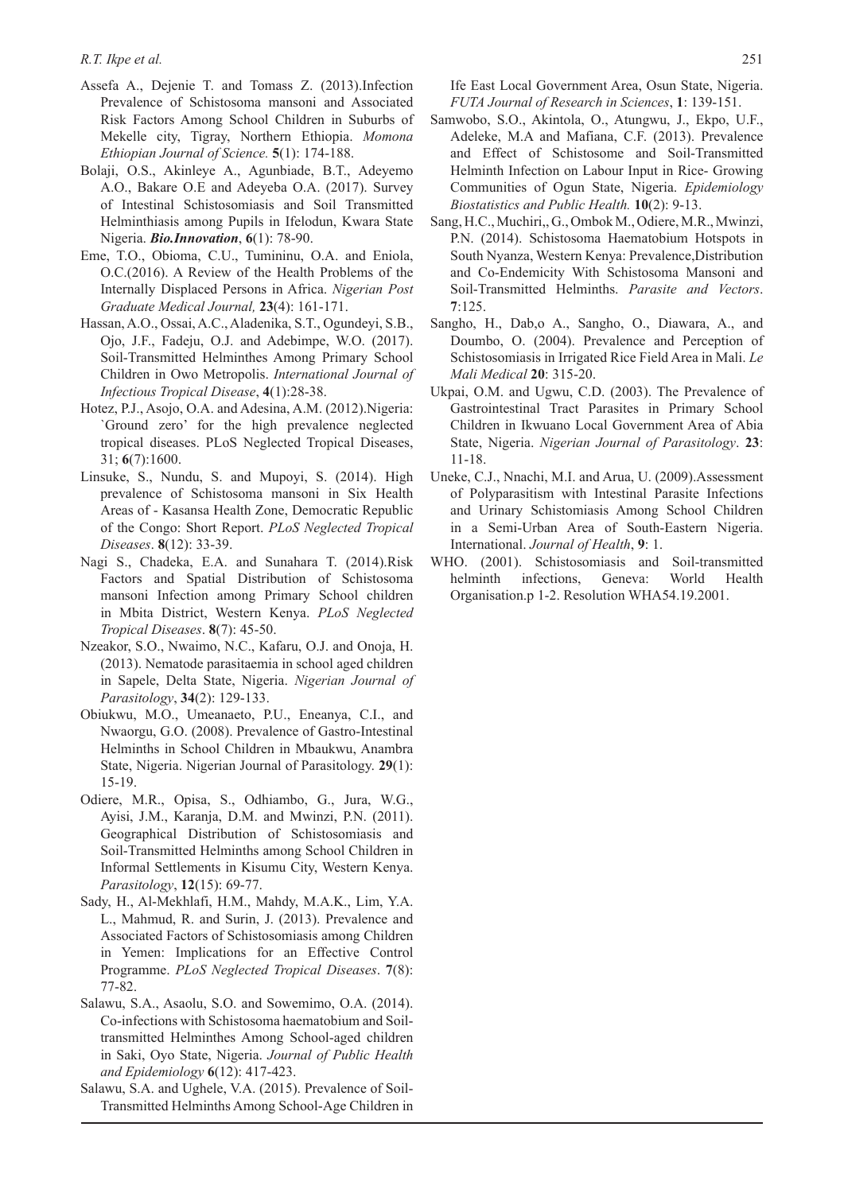Assefa A., Dejenie T. and Tomass Z. (2013).Infection Prevalence of Schistosoma mansoni and Associated Risk Factors Among School Children in Suburbs of Mekelle city, Tigray, Northern Ethiopia. *Momona Ethiopian Journal of Science.* **5**(1): 174-188.

Bolaji, O.S., Akinleye A., Agunbiade, B.T., Adeyemo A.O., Bakare O.E and Adeyeba O.A. (2017). Survey of Intestinal Schistosomiasis and Soil Transmitted Helminthiasis among Pupils in Ifelodun, Kwara State Nigeria. ***Bio.Innovation***, **6**(1): 78-90.

Eme, T.O., Obioma, C.U., Tumininu, O.A. and Eniola, O.C.(2016). A Review of the Health Problems of the Internally Displaced Persons in Africa. *Nigerian Post Graduate Medical Journal,* **23**(4): 161-171.

Hassan, A.O., Ossai, A.C., Aladenika, S.T., Ogundeyi, S.B., Ojo, J.F., Fadeju, O.J. and Adebimpe, W.O. (2017). Soil-Transmitted Helminthes Among Primary School Children in Owo Metropolis. *International Journal of Infectious Tropical Disease*, **4**(1):28-38.

Hotez, P.J., Asojo, O.A. and Adesina, A.M. (2012).Nigeria: `Ground zero' for the high prevalence neglected tropical diseases. PLoS Neglected Tropical Diseases, 31; **6**(7):1600.

Linsuke, S., Nundu, S. and Mupoyi, S. (2014). High prevalence of Schistosoma mansoni in Six Health Areas of - Kasansa Health Zone, Democratic Republic of the Congo: Short Report. *PLoS Neglected Tropical Diseases*. **8**(12): 33-39.

Nagi S., Chadeka, E.A. and Sunahara T. (2014).Risk Factors and Spatial Distribution of Schistosoma mansoni Infection among Primary School children in Mbita District, Western Kenya. *PLoS Neglected Tropical Diseases*. **8**(7): 45-50.

Nzeakor, S.O., Nwaimo, N.C., Kafaru, O.J. and Onoja, H. (2013). Nematode parasitaemia in school aged children in Sapele, Delta State, Nigeria. *Nigerian Journal of Parasitology*, **34**(2): 129-133.

Obiukwu, M.O., Umeanaeto, P.U., Eneanya, C.I., and Nwaorgu, G.O. (2008). Prevalence of Gastro-Intestinal Helminths in School Children in Mbaukwu, Anambra State, Nigeria. Nigerian Journal of Parasitology. **29**(1): 15-19.

Odiere, M.R., Opisa, S., Odhiambo, G., Jura, W.G., Ayisi, J.M., Karanja, D.M. and Mwinzi, P.N. (2011). Geographical Distribution of Schistosomiasis and Soil-Transmitted Helminths among School Children in Informal Settlements in Kisumu City, Western Kenya. *Parasitology*, **12**(15): 69-77.

Sady, H., Al-Mekhlafi, H.M., Mahdy, M.A.K., Lim, Y.A. L., Mahmud, R. and Surin, J. (2013). Prevalence and Associated Factors of Schistosomiasis among Children in Yemen: Implications for an Effective Control Programme. *PLoS Neglected Tropical Diseases*. **7**(8): 77-82.

Salawu, S.A., Asaolu, S.O. and Sowemimo, O.A. (2014). Co-infections with Schistosoma haematobium and Soil-transmitted Helminthes Among School-aged children in Saki, Oyo State, Nigeria. *Journal of Public Health and Epidemiology* **6**(12): 417-423.

Salawu, S.A. and Ughele, V.A. (2015). Prevalence of Soil-Transmitted Helminths Among School-Age Children in Ife East Local Government Area, Osun State, Nigeria. *FUTA Journal of Research in Sciences*, **1**: 139-151.

Samwobo, S.O., Akintola, O., Atungwu, J., Ekpo, U.F., Adeleke, M.A and Mafiana, C.F. (2013). Prevalence and Effect of Schistosome and Soil-Transmitted Helminth Infection on Labour Input in Rice- Growing Communities of Ogun State, Nigeria. *Epidemiology Biostatistics and Public Health.* **10**(2): 9-13.

Sang, H.C., Muchiri,, G., Ombok M., Odiere, M.R., Mwinzi, P.N. (2014). Schistosoma Haematobium Hotspots in South Nyanza, Western Kenya: Prevalence,Distribution and Co-Endemicity With Schistosoma Mansoni and Soil-Transmitted Helminths. *Parasite and Vectors*. **7**:125.

Sangho, H., Dab,o A., Sangho, O., Diawara, A., and Doumbo, O. (2004). Prevalence and Perception of Schistosomiasis in Irrigated Rice Field Area in Mali. *Le Mali Medical* **20**: 315-20.

Ukpai, O.M. and Ugwu, C.D. (2003). The Prevalence of Gastrointestinal Tract Parasites in Primary School Children in Ikwuano Local Government Area of Abia State, Nigeria. *Nigerian Journal of Parasitology*. **23**: 11-18.

Uneke, C.J., Nnachi, M.I. and Arua, U. (2009).Assessment of Polyparasitism with Intestinal Parasite Infections and Urinary Schistomiasis Among School Children in a Semi-Urban Area of South-Eastern Nigeria. International. *Journal of Health*, **9**: 1.

WHO. (2001). Schistosomiasis and Soil-transmitted helminth infections, Geneva: World Health Organisation.p 1-2. Resolution WHA54.19.2001.